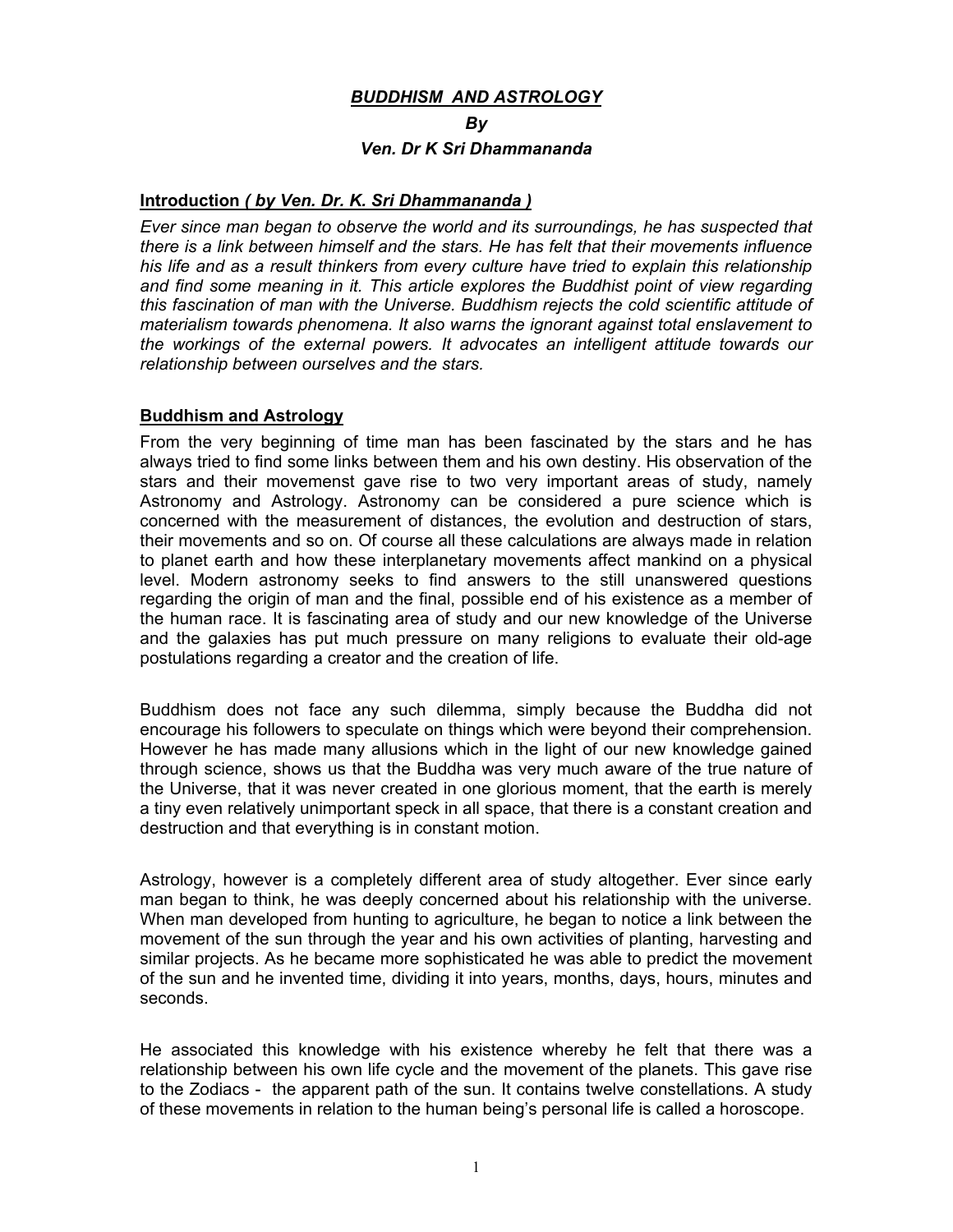# ***BUDDHISM AND ASTROLOGY***

***By***

***Ven. Dr K Sri Dhammananda***

## Introduction *( by Ven. Dr. K. Sri Dhammananda )*

*Ever since man began to observe the world and its surroundings, he has suspected that there is a link between himself and the stars. He has felt that their movements influence his life and as a result thinkers from every culture have tried to explain this relationship and find some meaning in it. This article explores the Buddhist point of view regarding this fascination of man with the Universe. Buddhism rejects the cold scientific attitude of materialism towards phenomena. It also warns the ignorant against total enslavement to the workings of the external powers. It advocates an intelligent attitude towards our relationship between ourselves and the stars.*

## Buddhism and Astrology

From the very beginning of time man has been fascinated by the stars and he has always tried to find some links between them and his own destiny. His observation of the stars and their movemenst gave rise to two very important areas of study, namely Astronomy and Astrology. Astronomy can be considered a pure science which is concerned with the measurement of distances, the evolution and destruction of stars, their movements and so on. Of course all these calculations are always made in relation to planet earth and how these interplanetary movements affect mankind on a physical level. Modern astronomy seeks to find answers to the still unanswered questions regarding the origin of man and the final, possible end of his existence as a member of the human race. It is fascinating area of study and our new knowledge of the Universe and the galaxies has put much pressure on many religions to evaluate their old-age postulations regarding a creator and the creation of life.

Buddhism does not face any such dilemma, simply because the Buddha did not encourage his followers to speculate on things which were beyond their comprehension. However he has made many allusions which in the light of our new knowledge gained through science, shows us that the Buddha was very much aware of the true nature of the Universe, that it was never created in one glorious moment, that the earth is merely a tiny even relatively unimportant speck in all space, that there is a constant creation and destruction and that everything is in constant motion.

Astrology, however is a completely different area of study altogether. Ever since early man began to think, he was deeply concerned about his relationship with the universe. When man developed from hunting to agriculture, he began to notice a link between the movement of the sun through the year and his own activities of planting, harvesting and similar projects. As he became more sophisticated he was able to predict the movement of the sun and he invented time, dividing it into years, months, days, hours, minutes and seconds.

He associated this knowledge with his existence whereby he felt that there was a relationship between his own life cycle and the movement of the planets. This gave rise to the Zodiacs - the apparent path of the sun. It contains twelve constellations. A study of these movements in relation to the human being's personal life is called a horoscope.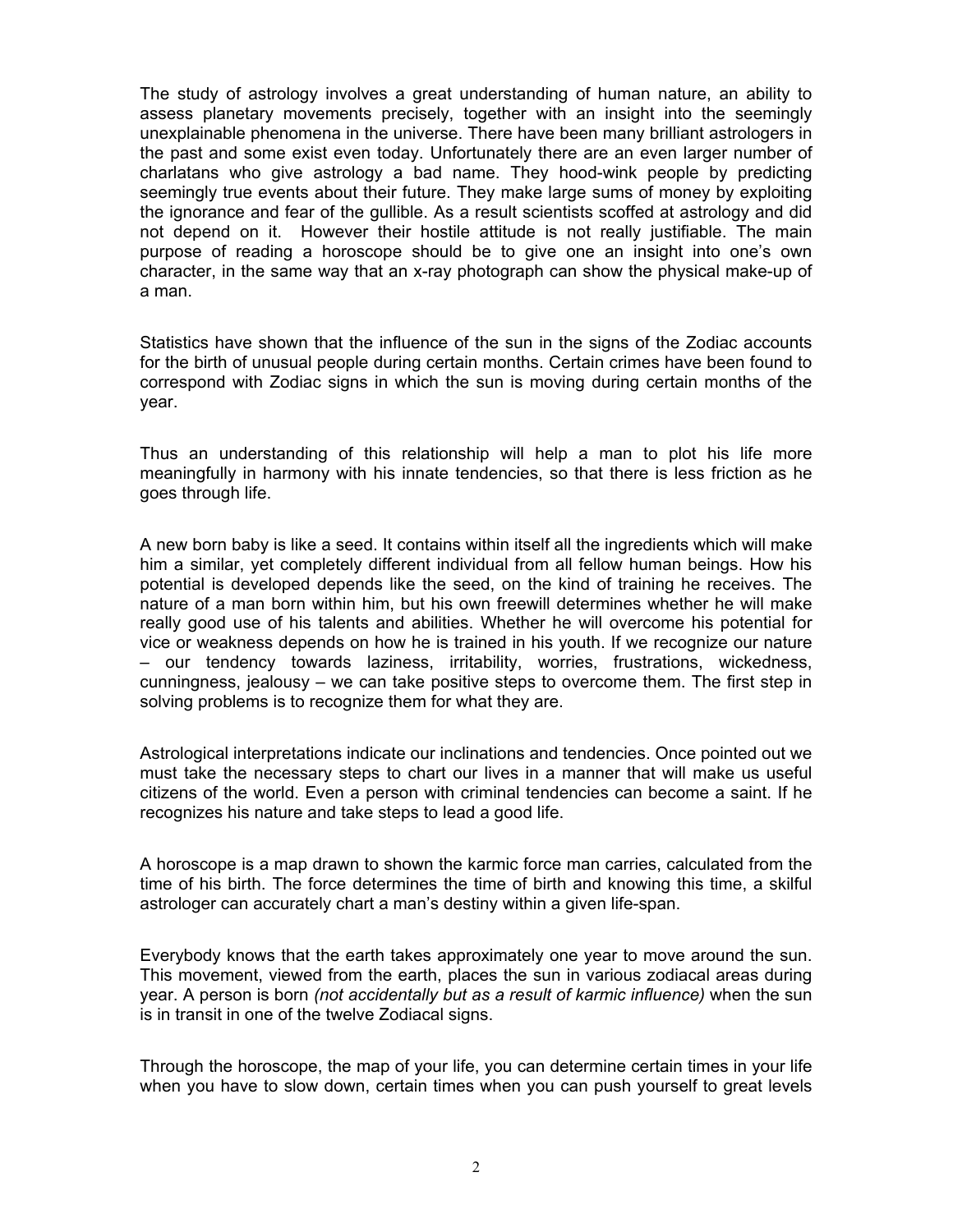The study of astrology involves a great understanding of human nature, an ability to assess planetary movements precisely, together with an insight into the seemingly unexplainable phenomena in the universe. There have been many brilliant astrologers in the past and some exist even today. Unfortunately there are an even larger number of charlatans who give astrology a bad name. They hood-wink people by predicting seemingly true events about their future. They make large sums of money by exploiting the ignorance and fear of the gullible. As a result scientists scoffed at astrology and did not depend on it. However their hostile attitude is not really justifiable. The main purpose of reading a horoscope should be to give one an insight into one's own character, in the same way that an x-ray photograph can show the physical make-up of a man.

Statistics have shown that the influence of the sun in the signs of the Zodiac accounts for the birth of unusual people during certain months. Certain crimes have been found to correspond with Zodiac signs in which the sun is moving during certain months of the year.

Thus an understanding of this relationship will help a man to plot his life more meaningfully in harmony with his innate tendencies, so that there is less friction as he goes through life.

A new born baby is like a seed. It contains within itself all the ingredients which will make him a similar, yet completely different individual from all fellow human beings. How his potential is developed depends like the seed, on the kind of training he receives. The nature of a man born within him, but his own freewill determines whether he will make really good use of his talents and abilities. Whether he will overcome his potential for vice or weakness depends on how he is trained in his youth. If we recognize our nature – our tendency towards laziness, irritability, worries, frustrations, wickedness, cunningness, jealousy – we can take positive steps to overcome them. The first step in solving problems is to recognize them for what they are.

Astrological interpretations indicate our inclinations and tendencies. Once pointed out we must take the necessary steps to chart our lives in a manner that will make us useful citizens of the world. Even a person with criminal tendencies can become a saint. If he recognizes his nature and take steps to lead a good life.

A horoscope is a map drawn to shown the karmic force man carries, calculated from the time of his birth. The force determines the time of birth and knowing this time, a skilful astrologer can accurately chart a man's destiny within a given life-span.

Everybody knows that the earth takes approximately one year to move around the sun. This movement, viewed from the earth, places the sun in various zodiacal areas during year. A person is born *(not accidentally but as a result of karmic influence)* when the sun is in transit in one of the twelve Zodiacal signs.

Through the horoscope, the map of your life, you can determine certain times in your life when you have to slow down, certain times when you can push yourself to great levels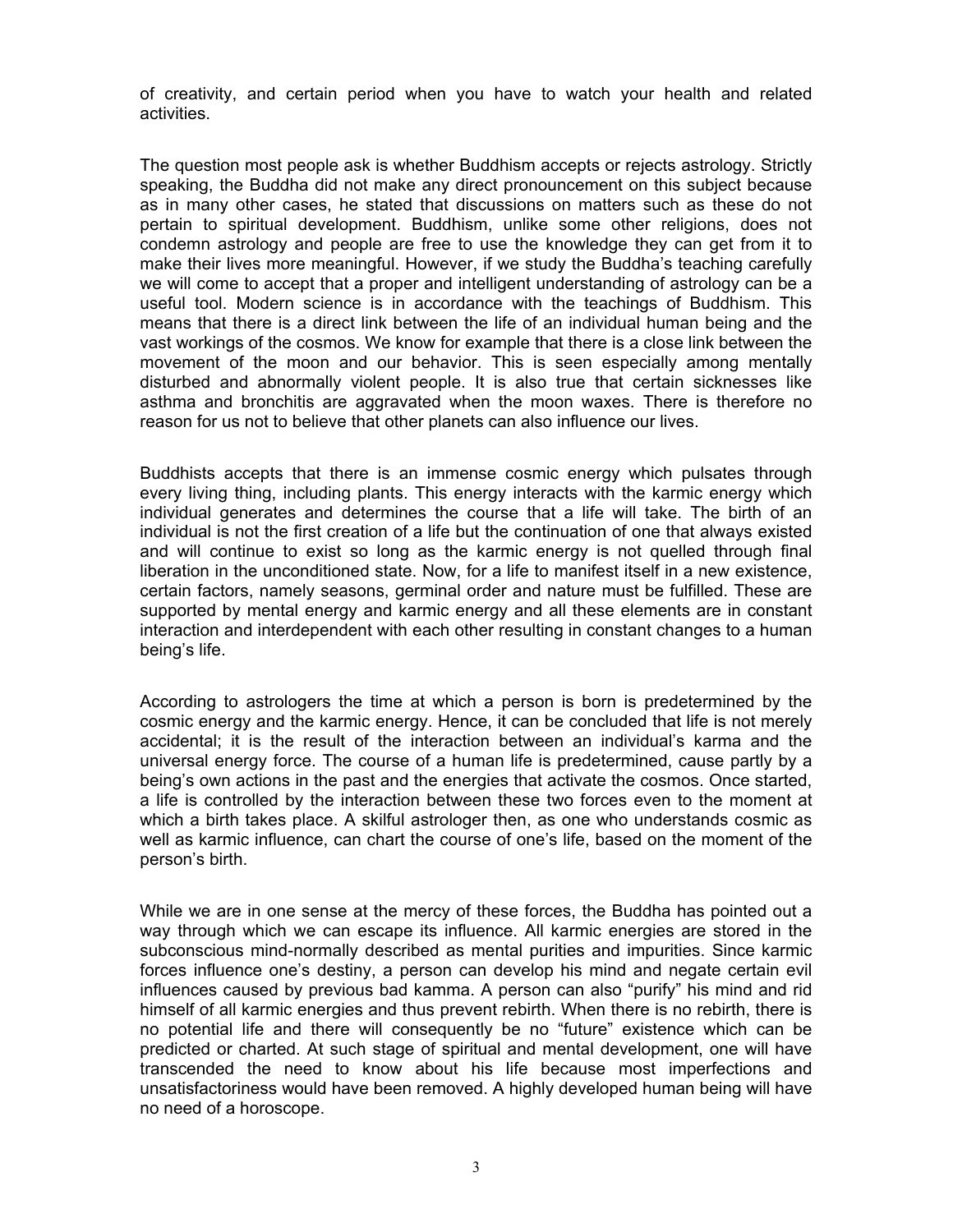of creativity, and certain period when you have to watch your health and related activities.

The question most people ask is whether Buddhism accepts or rejects astrology. Strictly speaking, the Buddha did not make any direct pronouncement on this subject because as in many other cases, he stated that discussions on matters such as these do not pertain to spiritual development. Buddhism, unlike some other religions, does not condemn astrology and people are free to use the knowledge they can get from it to make their lives more meaningful. However, if we study the Buddha's teaching carefully we will come to accept that a proper and intelligent understanding of astrology can be a useful tool. Modern science is in accordance with the teachings of Buddhism. This means that there is a direct link between the life of an individual human being and the vast workings of the cosmos. We know for example that there is a close link between the movement of the moon and our behavior. This is seen especially among mentally disturbed and abnormally violent people. It is also true that certain sicknesses like asthma and bronchitis are aggravated when the moon waxes. There is therefore no reason for us not to believe that other planets can also influence our lives.

Buddhists accepts that there is an immense cosmic energy which pulsates through every living thing, including plants. This energy interacts with the karmic energy which individual generates and determines the course that a life will take. The birth of an individual is not the first creation of a life but the continuation of one that always existed and will continue to exist so long as the karmic energy is not quelled through final liberation in the unconditioned state. Now, for a life to manifest itself in a new existence, certain factors, namely seasons, germinal order and nature must be fulfilled. These are supported by mental energy and karmic energy and all these elements are in constant interaction and interdependent with each other resulting in constant changes to a human being's life.

According to astrologers the time at which a person is born is predetermined by the cosmic energy and the karmic energy. Hence, it can be concluded that life is not merely accidental; it is the result of the interaction between an individual's karma and the universal energy force. The course of a human life is predetermined, cause partly by a being's own actions in the past and the energies that activate the cosmos. Once started, a life is controlled by the interaction between these two forces even to the moment at which a birth takes place. A skilful astrologer then, as one who understands cosmic as well as karmic influence, can chart the course of one's life, based on the moment of the person's birth.

While we are in one sense at the mercy of these forces, the Buddha has pointed out a way through which we can escape its influence. All karmic energies are stored in the subconscious mind-normally described as mental purities and impurities. Since karmic forces influence one's destiny, a person can develop his mind and negate certain evil influences caused by previous bad kamma. A person can also "purify" his mind and rid himself of all karmic energies and thus prevent rebirth. When there is no rebirth, there is no potential life and there will consequently be no "future" existence which can be predicted or charted. At such stage of spiritual and mental development, one will have transcended the need to know about his life because most imperfections and unsatisfactoriness would have been removed. A highly developed human being will have no need of a horoscope.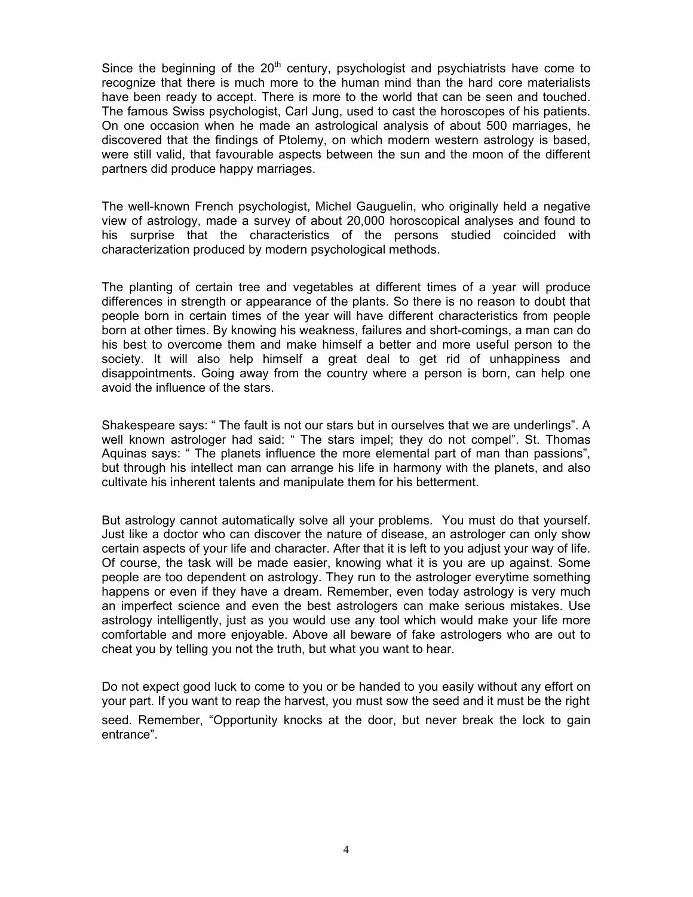Since the beginning of the 20th century, psychologist and psychiatrists have come to recognize that there is much more to the human mind than the hard core materialists have been ready to accept. There is more to the world that can be seen and touched. The famous Swiss psychologist, Carl Jung, used to cast the horoscopes of his patients. On one occasion when he made an astrological analysis of about 500 marriages, he discovered that the findings of Ptolemy, on which modern western astrology is based, were still valid, that favourable aspects between the sun and the moon of the different partners did produce happy marriages.

The well-known French psychologist, Michel Gauguelin, who originally held a negative view of astrology, made a survey of about 20,000 horoscopical analyses and found to his surprise that the characteristics of the persons studied coincided with characterization produced by modern psychological methods.

The planting of certain tree and vegetables at different times of a year will produce differences in strength or appearance of the plants. So there is no reason to doubt that people born in certain times of the year will have different characteristics from people born at other times. By knowing his weakness, failures and short-comings, a man can do his best to overcome them and make himself a better and more useful person to the society. It will also help himself a great deal to get rid of unhappiness and disappointments. Going away from the country where a person is born, can help one avoid the influence of the stars.

Shakespeare says: " The fault is not our stars but in ourselves that we are underlings". A well known astrologer had said: " The stars impel; they do not compel". St. Thomas Aquinas says: " The planets influence the more elemental part of man than passions", but through his intellect man can arrange his life in harmony with the planets, and also cultivate his inherent talents and manipulate them for his betterment.

But astrology cannot automatically solve all your problems. You must do that yourself. Just like a doctor who can discover the nature of disease, an astrologer can only show certain aspects of your life and character. After that it is left to you adjust your way of life. Of course, the task will be made easier, knowing what it is you are up against. Some people are too dependent on astrology. They run to the astrologer everytime something happens or even if they have a dream. Remember, even today astrology is very much an imperfect science and even the best astrologers can make serious mistakes. Use astrology intelligently, just as you would use any tool which would make your life more comfortable and more enjoyable. Above all beware of fake astrologers who are out to cheat you by telling you not the truth, but what you want to hear.

Do not expect good luck to come to you or be handed to you easily without any effort on your part. If you want to reap the harvest, you must sow the seed and it must be the right seed. Remember, "Opportunity knocks at the door, but never break the lock to gain entrance".